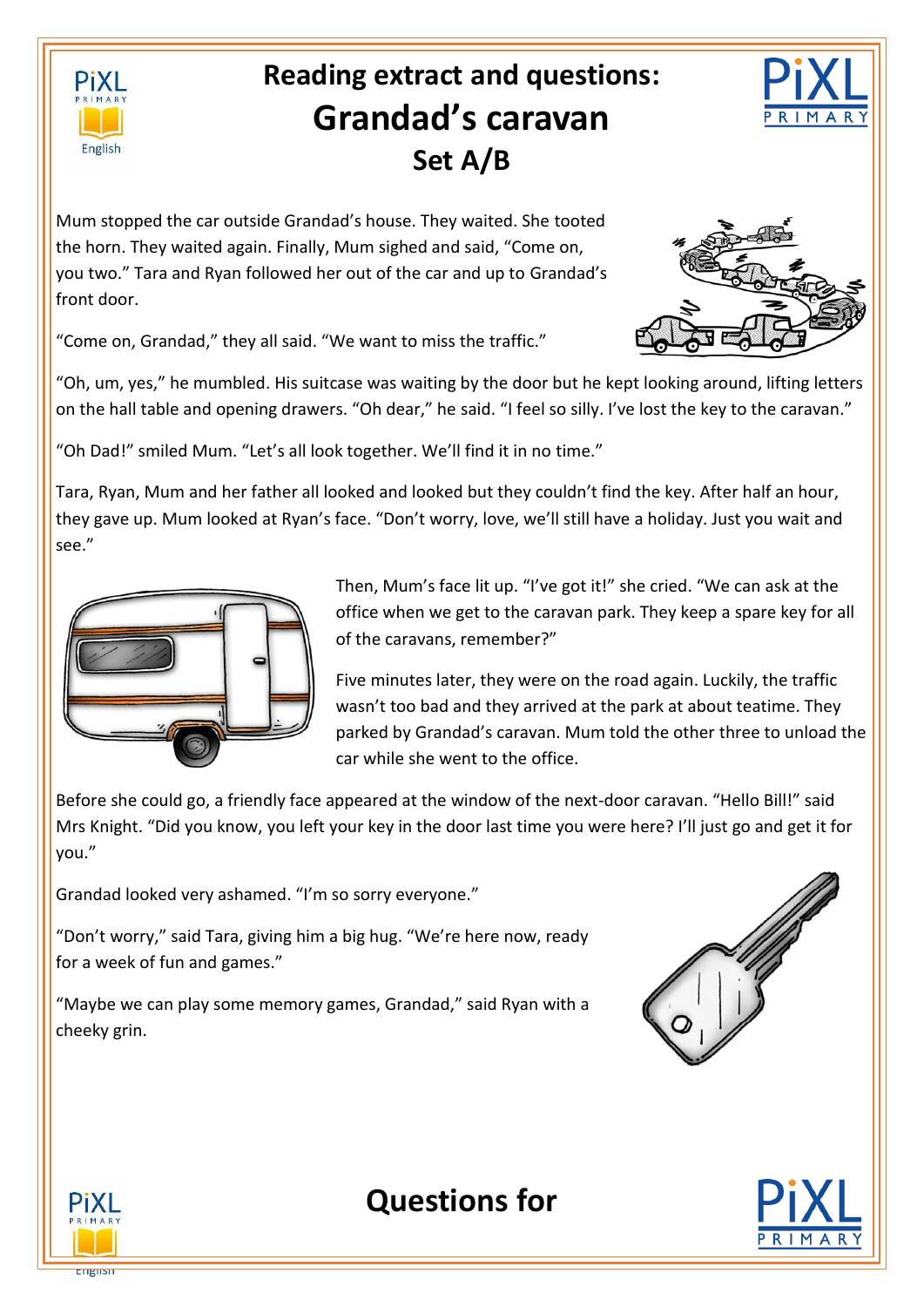# Reading extract and questions:
# Grandad's caravan
## Set A/B

Mum stopped the car outside Grandad's house. They waited. She tooted the horn. They waited again. Finally, Mum sighed and said, "Come on, you two." Tara and Ryan followed her out of the car and up to Grandad's front door.

"Come on, Grandad," they all said. "We want to miss the traffic."

"Oh, um, yes," he mumbled. His suitcase was waiting by the door but he kept looking around, lifting letters on the hall table and opening drawers. "Oh dear," he said. "I feel so silly. I've lost the key to the caravan."

"Oh Dad!" smiled Mum. "Let's all look together. We'll find it in no time."

Tara, Ryan, Mum and her father all looked and looked but they couldn't find the key. After half an hour, they gave up. Mum looked at Ryan's face. "Don't worry, love, we'll still have a holiday. Just you wait and see."

Then, Mum's face lit up. "I've got it!" she cried. "We can ask at the office when we get to the caravan park. They keep a spare key for all of the caravans, remember?"

Five minutes later, they were on the road again. Luckily, the traffic wasn't too bad and they arrived at the park at about teatime. They parked by Grandad's caravan. Mum told the other three to unload the car while she went to the office.

Before she could go, a friendly face appeared at the window of the next-door caravan. "Hello Bill!" said Mrs Knight. "Did you know, you left your key in the door last time you were here? I'll just go and get it for you."

Grandad looked very ashamed. "I'm so sorry everyone."

"Don't worry," said Tara, giving him a big hug. "We're here now, ready for a week of fun and games."

"Maybe we can play some memory games, Grandad," said Ryan with a cheeky grin.

## Questions for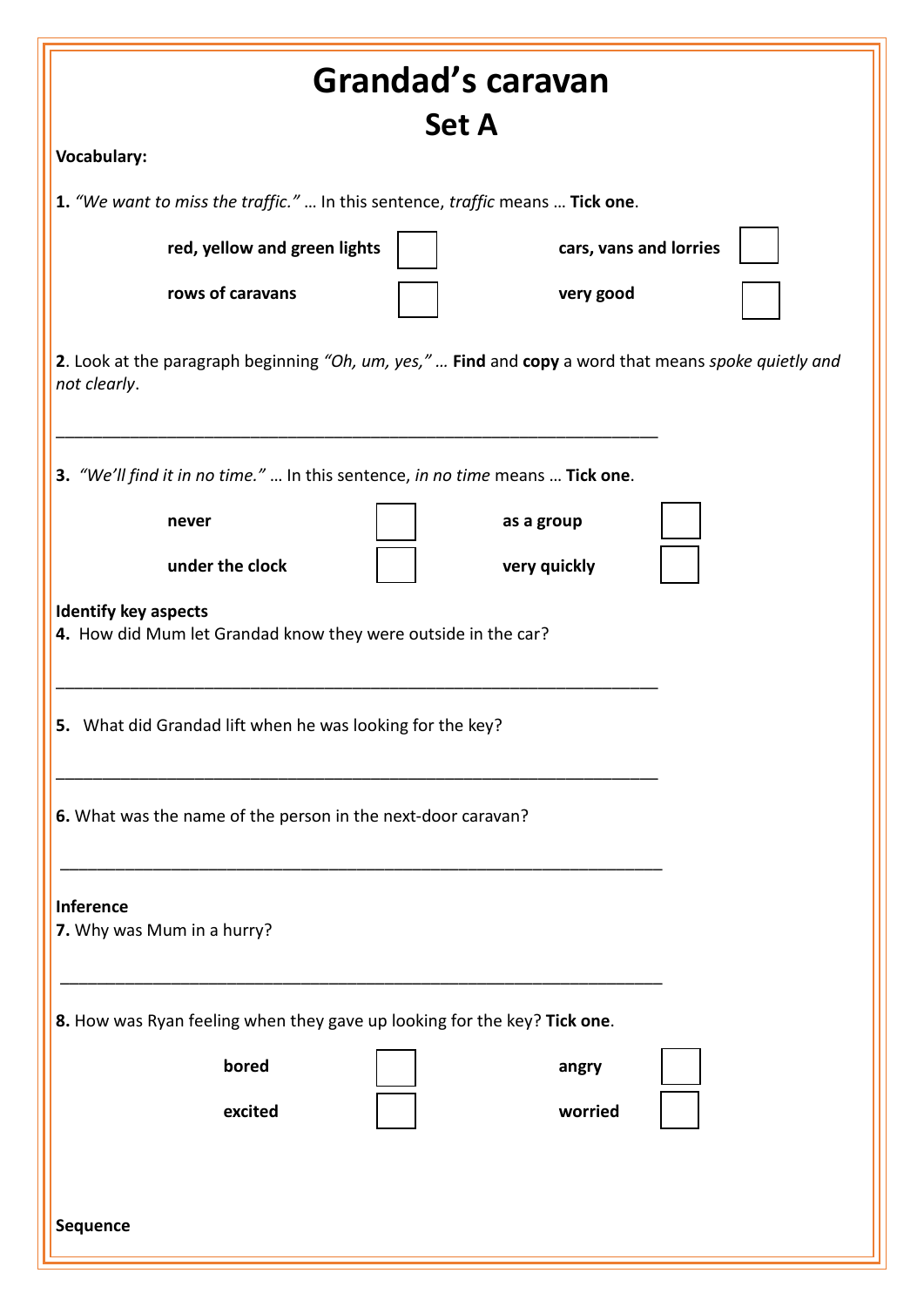# Grandad's caravan
## Set A

**Vocabulary:**

**1.** *"We want to miss the traffic."* … In this sentence, *traffic* means … **Tick one**.

| | | | |
|---|---|---|---|
| **red, yellow and green lights** | ☐ | **cars, vans and lorries** | ☐ |
| **rows of caravans** | ☐ | **very good** | ☐ |

**2**. Look at the paragraph beginning *"Oh, um, yes,"* … **Find** and **copy** a word that means *spoke quietly and not clearly*.

_______________________________________________________________

**3.** *"We'll find it in no time."* … In this sentence, *in no time* means … **Tick one**.

| | | | |
|---|---|---|---|
| **never** | ☐ | **as a group** | ☐ |
| **under the clock** | ☐ | **very quickly** | ☐ |

**Identify key aspects**

**4.** How did Mum let Grandad know they were outside in the car?

_______________________________________________________________

**5.** What did Grandad lift when he was looking for the key?

_______________________________________________________________

**6.** What was the name of the person in the next-door caravan?

_______________________________________________________________

**Inference**

**7.** Why was Mum in a hurry?

_______________________________________________________________

**8.** How was Ryan feeling when they gave up looking for the key? **Tick one**.

| | | | |
|---|---|---|---|
| **bored** | ☐ | **angry** | ☐ |
| **excited** | ☐ | **worried** | ☐ |

**Sequence**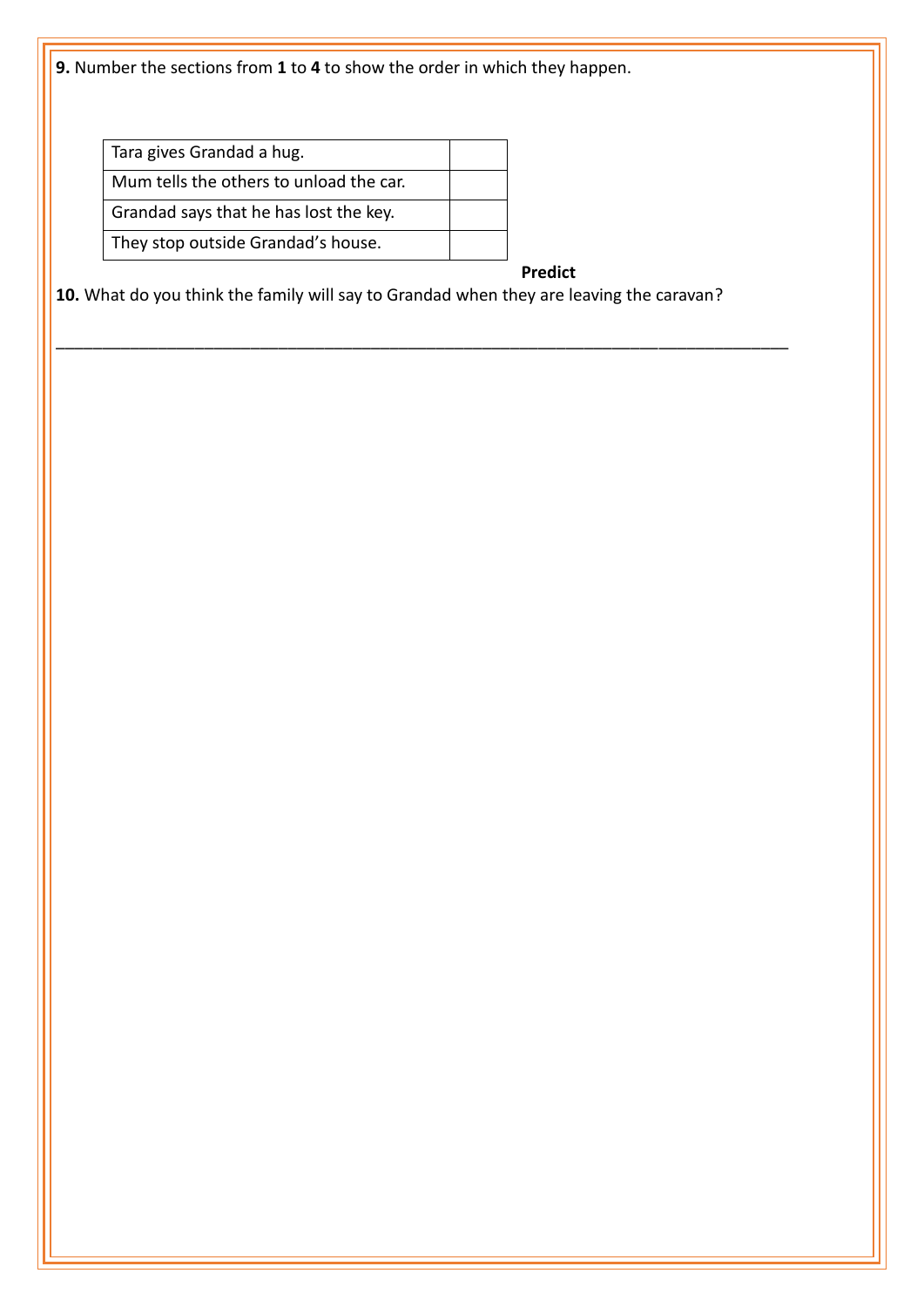**9.** Number the sections from **1** to **4** to show the order in which they happen.

| | |
|---|---|
| Tara gives Grandad a hug. | |
| Mum tells the others to unload the car. | |
| Grandad says that he has lost the key. | |
| They stop outside Grandad's house. | |

**Predict**

**10.** What do you think the family will say to Grandad when they are leaving the caravan?

_______________________________________________________________________________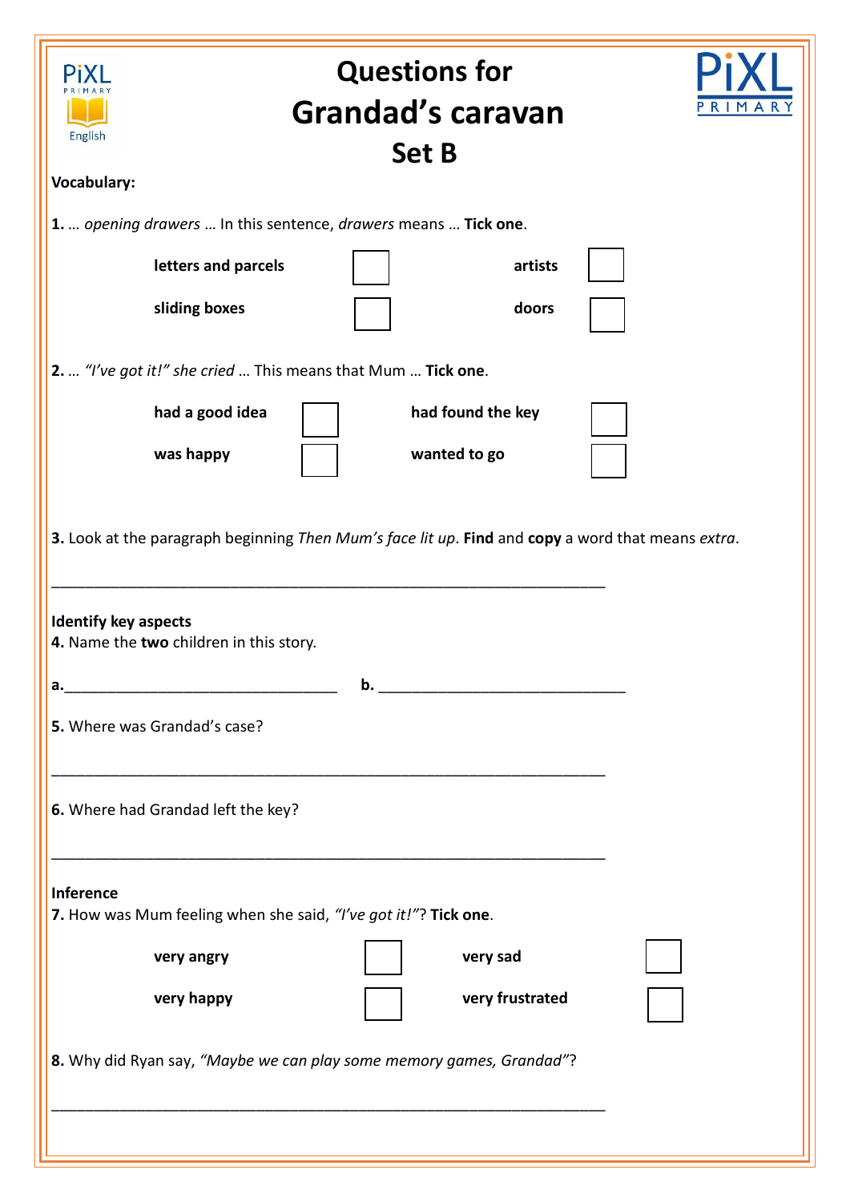# Questions for Grandad's caravan Set B

**Vocabulary:**

**1.** … *opening drawers* … In this sentence, *drawers* means … **Tick one**.

| | | | |
|---|---|---|---|
| **letters and parcels** | ☐ | **artists** | ☐ |
| **sliding boxes** | ☐ | **doors** | ☐ |

**2.** … *"I've got it!" she cried* … This means that Mum … **Tick one**.

| | | | |
|---|---|---|---|
| **had a good idea** | ☐ | **had found the key** | ☐ |
| **was happy** | ☐ | **wanted to go** | ☐ |

**3.** Look at the paragraph beginning *Then Mum's face lit up*. **Find** and **copy** a word that means *extra*.

_______________________________________________________________

**Identify key aspects**

**4.** Name the **two** children in this story.

**a.**_________________________________ **b.** _____________________________

**5.** Where was Grandad's case?

_______________________________________________________________

**6.** Where had Grandad left the key?

_______________________________________________________________

**Inference**

**7.** How was Mum feeling when she said, *"I've got it!"*? **Tick one**.

| | | | |
|---|---|---|---|
| **very angry** | ☐ | **very sad** | ☐ |
| **very happy** | ☐ | **very frustrated** | ☐ |

**8.** Why did Ryan say, *"Maybe we can play some memory games, Grandad"*?

_______________________________________________________________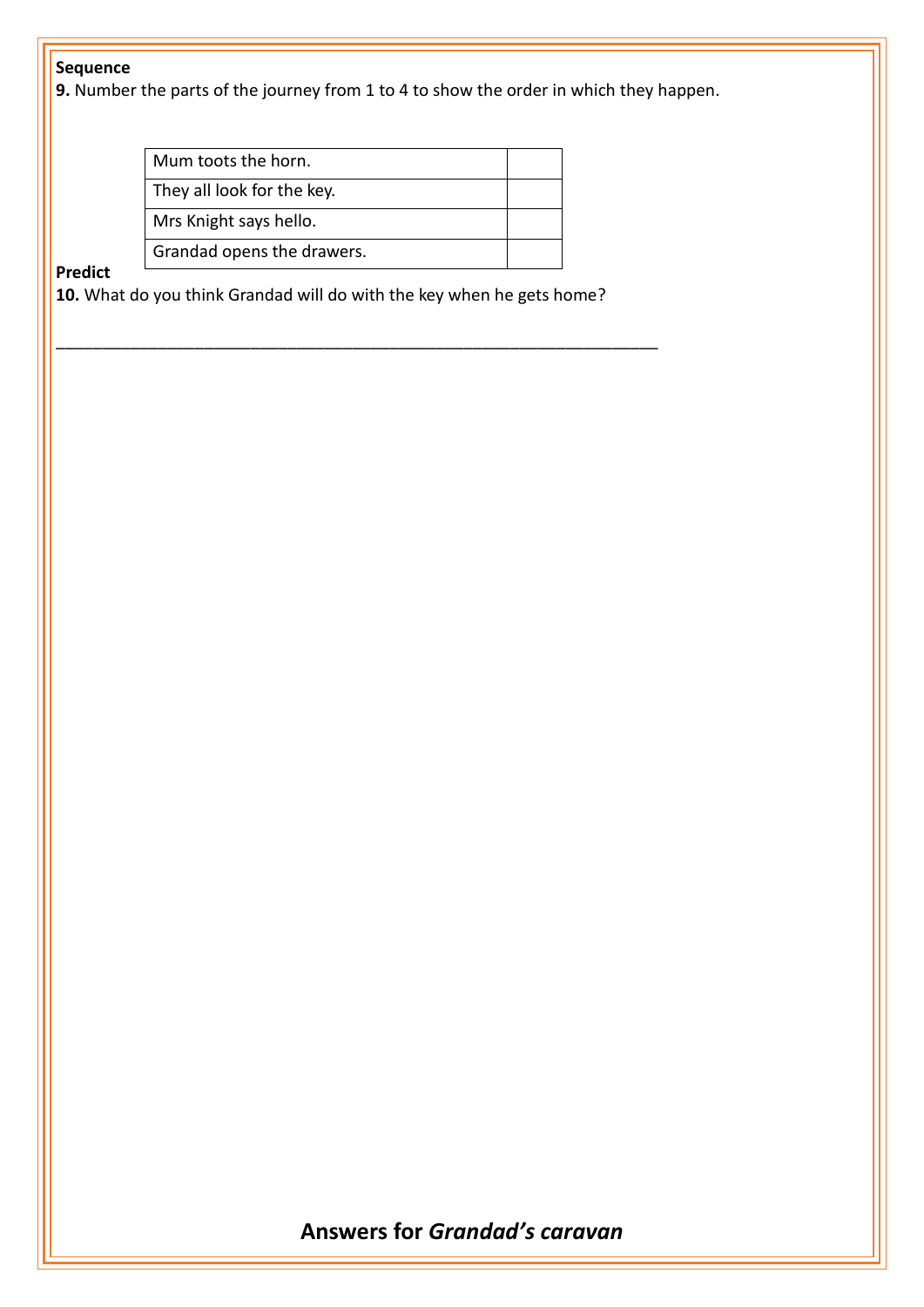**Sequence**

**9.** Number the parts of the journey from 1 to 4 to show the order in which they happen.

| | |
|---|---|
| Mum toots the horn. | |
| They all look for the key. | |
| Mrs Knight says hello. | |
| Grandad opens the drawers. | |

**Predict**

**10.** What do you think Grandad will do with the key when he gets home?

_______________________________________________________________

## Answers for *Grandad's caravan*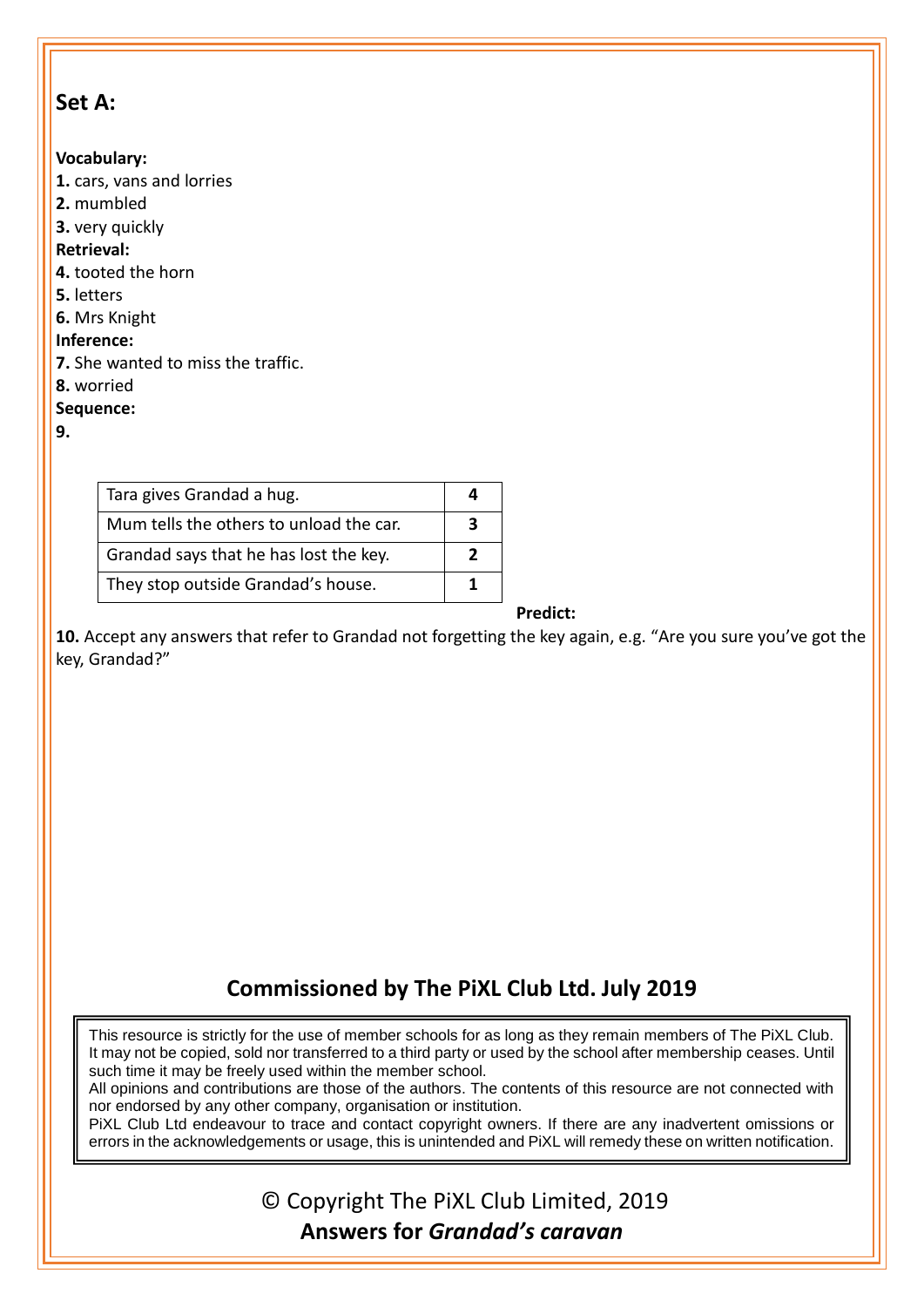## Set A:

**Vocabulary:**

**1.** cars, vans and lorries

**2.** mumbled

**3.** very quickly

**Retrieval:**

**4.** tooted the horn

**5.** letters

**6.** Mrs Knight

**Inference:**

**7.** She wanted to miss the traffic.

**8.** worried

**Sequence:**

**9.**

| Tara gives Grandad a hug. | **4** |
|---|---|
| Mum tells the others to unload the car. | **3** |
| Grandad says that he has lost the key. | **2** |
| They stop outside Grandad's house. | **1** |

**Predict:**

**10.** Accept any answers that refer to Grandad not forgetting the key again, e.g. "Are you sure you've got the key, Grandad?"

**Commissioned by The PiXL Club Ltd. July 2019**

This resource is strictly for the use of member schools for as long as they remain members of The PiXL Club. It may not be copied, sold nor transferred to a third party or used by the school after membership ceases. Until such time it may be freely used within the member school.
All opinions and contributions are those of the authors. The contents of this resource are not connected with nor endorsed by any other company, organisation or institution.
PiXL Club Ltd endeavour to trace and contact copyright owners. If there are any inadvertent omissions or errors in the acknowledgements or usage, this is unintended and PiXL will remedy these on written notification.

© Copyright The PiXL Club Limited, 2019

**Answers for *Grandad's caravan***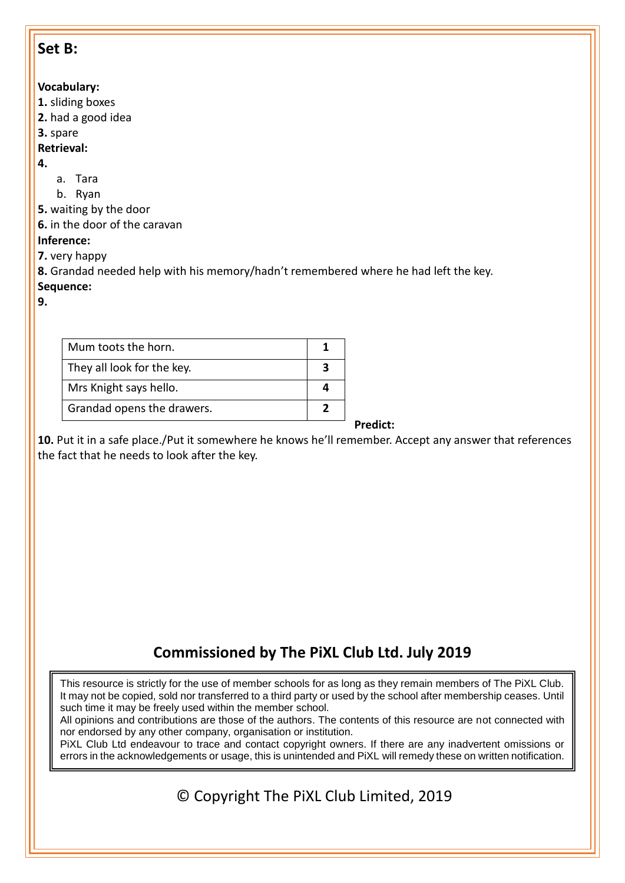## Set B:

**Vocabulary:**

**1.** sliding boxes
**2.** had a good idea
**3.** spare

**Retrieval:**

**4.**

a. Tara
b. Ryan

**5.** waiting by the door
**6.** in the door of the caravan

**Inference:**

**7.** very happy
**8.** Grandad needed help with his memory/hadn't remembered where he had left the key.

**Sequence:**

**9.**

| | |
|---|---|
| Mum toots the horn. | **1** |
| They all look for the key. | **3** |
| Mrs Knight says hello. | **4** |
| Grandad opens the drawers. | **2** |

**Predict:**

**10.** Put it in a safe place./Put it somewhere he knows he'll remember. Accept any answer that references the fact that he needs to look after the key.

**Commissioned by The PiXL Club Ltd. July 2019**

This resource is strictly for the use of member schools for as long as they remain members of The PiXL Club. It may not be copied, sold nor transferred to a third party or used by the school after membership ceases. Until such time it may be freely used within the member school.
All opinions and contributions are those of the authors. The contents of this resource are not connected with nor endorsed by any other company, organisation or institution.
PiXL Club Ltd endeavour to trace and contact copyright owners. If there are any inadvertent omissions or errors in the acknowledgements or usage, this is unintended and PiXL will remedy these on written notification.

© Copyright The PiXL Club Limited, 2019